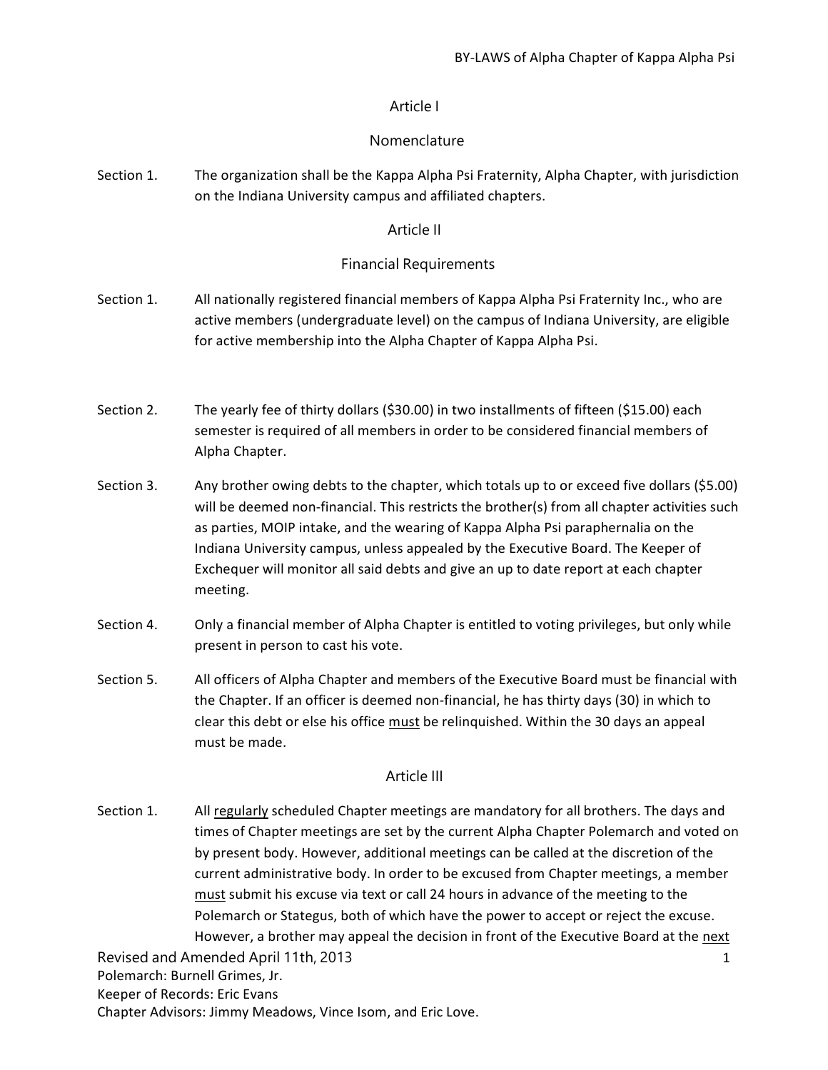# Article I

## Nomenclature

Section 1. The organization shall be the Kappa Alpha Psi Fraternity, Alpha Chapter, with jurisdiction on the Indiana University campus and affiliated chapters.

# Article II

## Financial Requirements

Section 1. All nationally registered financial members of Kappa Alpha Psi Fraternity Inc., who are active members (undergraduate level) on the campus of Indiana University, are eligible for active membership into the Alpha Chapter of Kappa Alpha Psi.

Section 2. The yearly fee of thirty dollars ($30.00) in two installments of fifteen ($15.00) each semester is required of all members in order to be considered financial members of Alpha Chapter.

Section 3. Any brother owing debts to the chapter, which totals up to or exceed five dollars ($5.00) will be deemed non-financial. This restricts the brother(s) from all chapter activities such as parties, MOIP intake, and the wearing of Kappa Alpha Psi paraphernalia on the Indiana University campus, unless appealed by the Executive Board. The Keeper of Exchequer will monitor all said debts and give an up to date report at each chapter meeting.

Section 4. Only a financial member of Alpha Chapter is entitled to voting privileges, but only while present in person to cast his vote.

Section 5. All officers of Alpha Chapter and members of the Executive Board must be financial with the Chapter. If an officer is deemed non-financial, he has thirty days (30) in which to clear this debt or else his office <u>must</u> be relinquished. Within the 30 days an appeal must be made.

# Article III

Section 1. All <u>regularly</u> scheduled Chapter meetings are mandatory for all brothers. The days and times of Chapter meetings are set by the current Alpha Chapter Polemarch and voted on by present body. However, additional meetings can be called at the discretion of the current administrative body. In order to be excused from Chapter meetings, a member <u>must</u> submit his excuse via text or call 24 hours in advance of the meeting to the Polemarch or Stategus, both of which have the power to accept or reject the excuse. However, a brother may appeal the decision in front of the Executive Board at the <u>next</u>

Revised and Amended April 11th, 2013
Polemarch: Burnell Grimes, Jr.
Keeper of Records: Eric Evans
Chapter Advisors: Jimmy Meadows, Vince Isom, and Eric Love.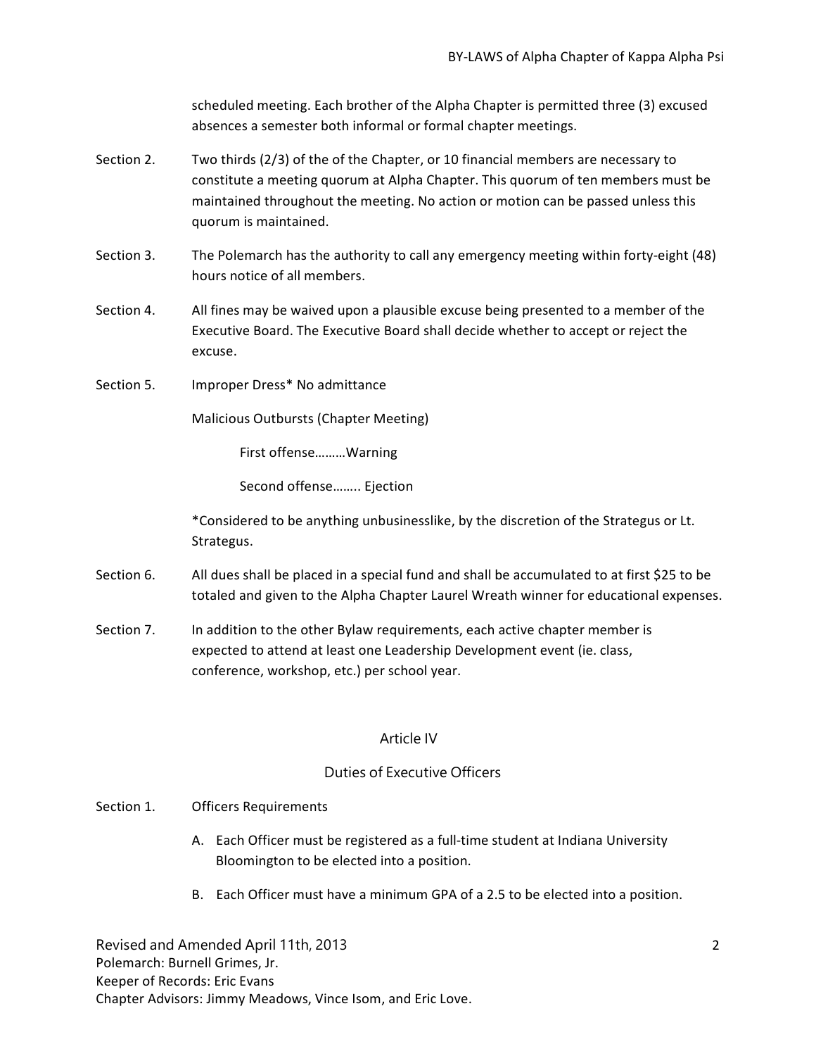scheduled meeting. Each brother of the Alpha Chapter is permitted three (3) excused absences a semester both informal or formal chapter meetings.

Section 2. Two thirds (2/3) of the of the Chapter, or 10 financial members are necessary to constitute a meeting quorum at Alpha Chapter. This quorum of ten members must be maintained throughout the meeting. No action or motion can be passed unless this quorum is maintained.

Section 3. The Polemarch has the authority to call any emergency meeting within forty-eight (48) hours notice of all members.

Section 4. All fines may be waived upon a plausible excuse being presented to a member of the Executive Board. The Executive Board shall decide whether to accept or reject the excuse.

Section 5. Improper Dress* No admittance

Malicious Outbursts (Chapter Meeting)

First offense………Warning

Second offense…….. Ejection

*Considered to be anything unbusinesslike, by the discretion of the Strategus or Lt. Strategus.

Section 6. All dues shall be placed in a special fund and shall be accumulated to at first $25 to be totaled and given to the Alpha Chapter Laurel Wreath winner for educational expenses.

Section 7. In addition to the other Bylaw requirements, each active chapter member is expected to attend at least one Leadership Development event (ie. class, conference, workshop, etc.) per school year.

## Article IV

## Duties of Executive Officers

Section 1. Officers Requirements

A. Each Officer must be registered as a full-time student at Indiana University Bloomington to be elected into a position.

B. Each Officer must have a minimum GPA of a 2.5 to be elected into a position.

Revised and Amended April 11th, 2013
Polemarch: Burnell Grimes, Jr.
Keeper of Records: Eric Evans
Chapter Advisors: Jimmy Meadows, Vince Isom, and Eric Love.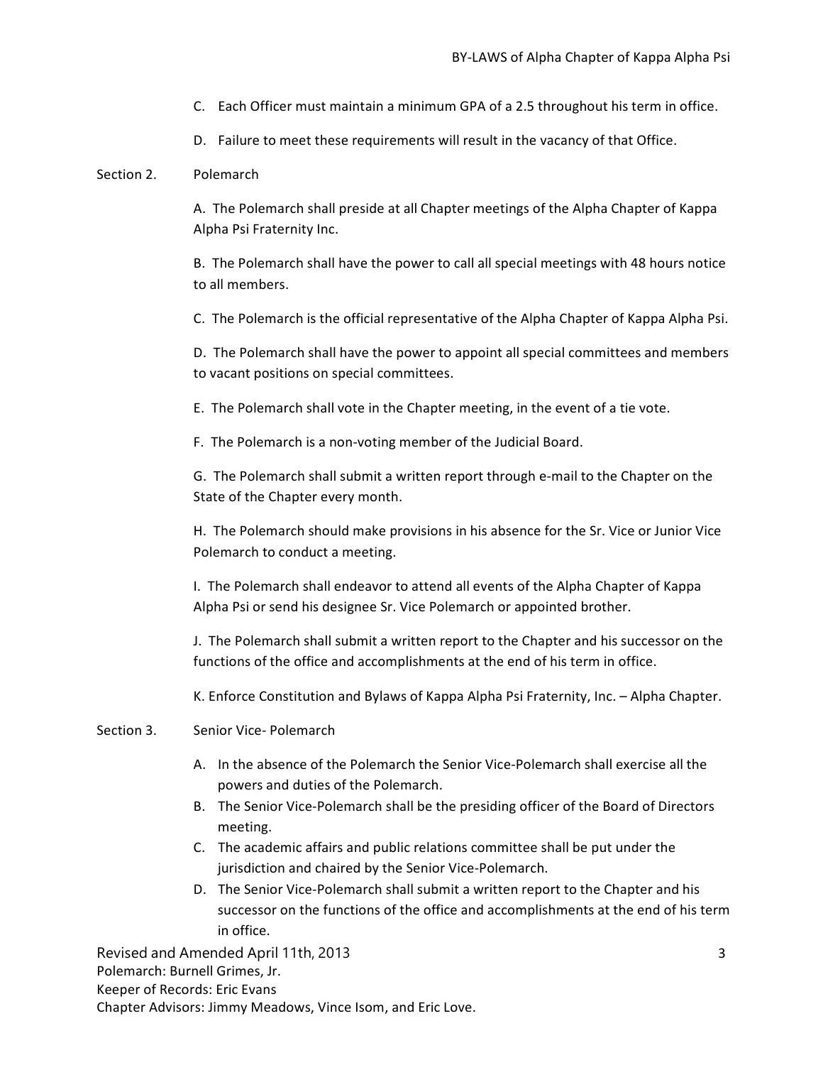C. Each Officer must maintain a minimum GPA of a 2.5 throughout his term in office.

D. Failure to meet these requirements will result in the vacancy of that Office.

Section 2. Polemarch

A. The Polemarch shall preside at all Chapter meetings of the Alpha Chapter of Kappa Alpha Psi Fraternity Inc.

B. The Polemarch shall have the power to call all special meetings with 48 hours notice to all members.

C. The Polemarch is the official representative of the Alpha Chapter of Kappa Alpha Psi.

D. The Polemarch shall have the power to appoint all special committees and members to vacant positions on special committees.

E. The Polemarch shall vote in the Chapter meeting, in the event of a tie vote.

F. The Polemarch is a non-voting member of the Judicial Board.

G. The Polemarch shall submit a written report through e-mail to the Chapter on the State of the Chapter every month.

H. The Polemarch should make provisions in his absence for the Sr. Vice or Junior Vice Polemarch to conduct a meeting.

I. The Polemarch shall endeavor to attend all events of the Alpha Chapter of Kappa Alpha Psi or send his designee Sr. Vice Polemarch or appointed brother.

J. The Polemarch shall submit a written report to the Chapter and his successor on the functions of the office and accomplishments at the end of his term in office.

K. Enforce Constitution and Bylaws of Kappa Alpha Psi Fraternity, Inc. – Alpha Chapter.

Section 3. Senior Vice- Polemarch

A. In the absence of the Polemarch the Senior Vice-Polemarch shall exercise all the powers and duties of the Polemarch.
B. The Senior Vice-Polemarch shall be the presiding officer of the Board of Directors meeting.
C. The academic affairs and public relations committee shall be put under the jurisdiction and chaired by the Senior Vice-Polemarch.
D. The Senior Vice-Polemarch shall submit a written report to the Chapter and his successor on the functions of the office and accomplishments at the end of his term in office.

Revised and Amended April 11th, 2013
Polemarch: Burnell Grimes, Jr.
Keeper of Records: Eric Evans
Chapter Advisors: Jimmy Meadows, Vince Isom, and Eric Love.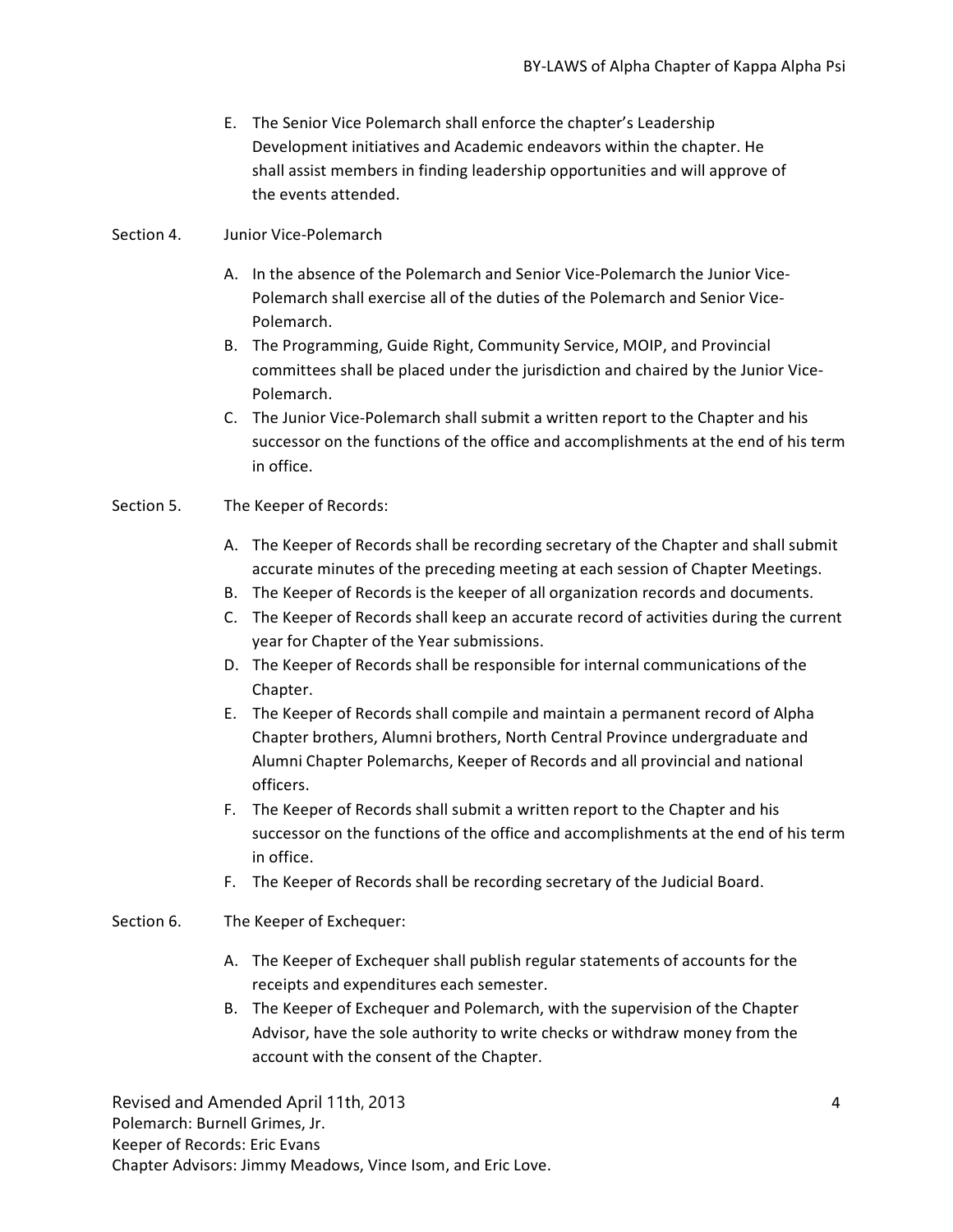E. The Senior Vice Polemarch shall enforce the chapter's Leadership Development initiatives and Academic endeavors within the chapter. He shall assist members in finding leadership opportunities and will approve of the events attended.

Section 4. Junior Vice-Polemarch

A. In the absence of the Polemarch and Senior Vice-Polemarch the Junior Vice-Polemarch shall exercise all of the duties of the Polemarch and Senior Vice-Polemarch.
B. The Programming, Guide Right, Community Service, MOIP, and Provincial committees shall be placed under the jurisdiction and chaired by the Junior Vice-Polemarch.
C. The Junior Vice-Polemarch shall submit a written report to the Chapter and his successor on the functions of the office and accomplishments at the end of his term in office.

Section 5. The Keeper of Records:

A. The Keeper of Records shall be recording secretary of the Chapter and shall submit accurate minutes of the preceding meeting at each session of Chapter Meetings.
B. The Keeper of Records is the keeper of all organization records and documents.
C. The Keeper of Records shall keep an accurate record of activities during the current year for Chapter of the Year submissions.
D. The Keeper of Records shall be responsible for internal communications of the Chapter.
E. The Keeper of Records shall compile and maintain a permanent record of Alpha Chapter brothers, Alumni brothers, North Central Province undergraduate and Alumni Chapter Polemarchs, Keeper of Records and all provincial and national officers.
F. The Keeper of Records shall submit a written report to the Chapter and his successor on the functions of the office and accomplishments at the end of his term in office.
F. The Keeper of Records shall be recording secretary of the Judicial Board.

Section 6. The Keeper of Exchequer:

A. The Keeper of Exchequer shall publish regular statements of accounts for the receipts and expenditures each semester.
B. The Keeper of Exchequer and Polemarch, with the supervision of the Chapter Advisor, have the sole authority to write checks or withdraw money from the account with the consent of the Chapter.

Revised and Amended April 11th, 2013
Polemarch: Burnell Grimes, Jr.
Keeper of Records: Eric Evans
Chapter Advisors: Jimmy Meadows, Vince Isom, and Eric Love.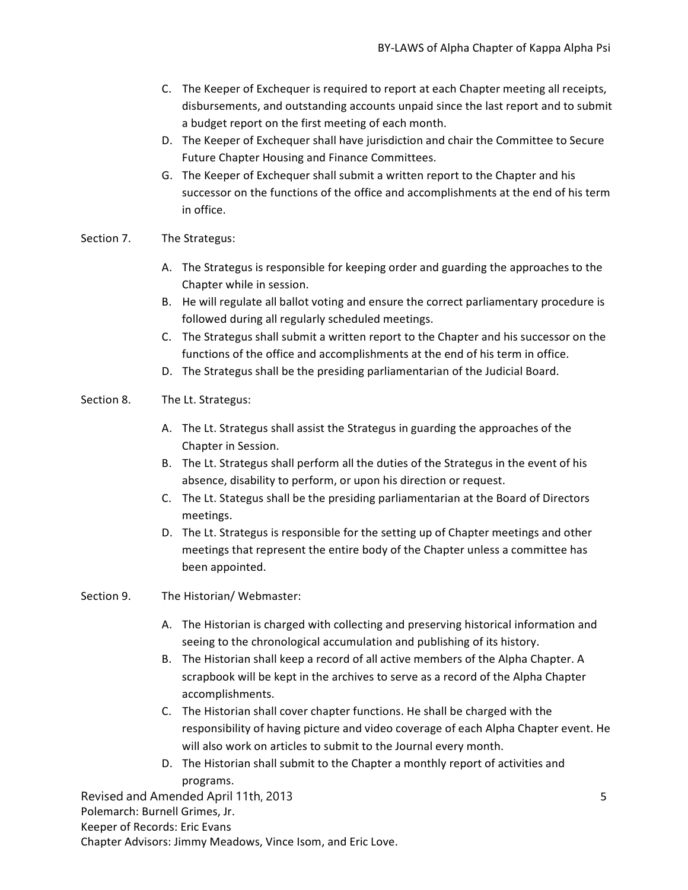C. The Keeper of Exchequer is required to report at each Chapter meeting all receipts, disbursements, and outstanding accounts unpaid since the last report and to submit a budget report on the first meeting of each month.
D. The Keeper of Exchequer shall have jurisdiction and chair the Committee to Secure Future Chapter Housing and Finance Committees.
G. The Keeper of Exchequer shall submit a written report to the Chapter and his successor on the functions of the office and accomplishments at the end of his term in office.

Section 7. The Strategus:

A. The Strategus is responsible for keeping order and guarding the approaches to the Chapter while in session.
B. He will regulate all ballot voting and ensure the correct parliamentary procedure is followed during all regularly scheduled meetings.
C. The Strategus shall submit a written report to the Chapter and his successor on the functions of the office and accomplishments at the end of his term in office.
D. The Strategus shall be the presiding parliamentarian of the Judicial Board.

Section 8. The Lt. Strategus:

A. The Lt. Strategus shall assist the Strategus in guarding the approaches of the Chapter in Session.
B. The Lt. Strategus shall perform all the duties of the Strategus in the event of his absence, disability to perform, or upon his direction or request.
C. The Lt. Stategus shall be the presiding parliamentarian at the Board of Directors meetings.
D. The Lt. Strategus is responsible for the setting up of Chapter meetings and other meetings that represent the entire body of the Chapter unless a committee has been appointed.

Section 9. The Historian/ Webmaster:

A. The Historian is charged with collecting and preserving historical information and seeing to the chronological accumulation and publishing of its history.
B. The Historian shall keep a record of all active members of the Alpha Chapter. A scrapbook will be kept in the archives to serve as a record of the Alpha Chapter accomplishments.
C. The Historian shall cover chapter functions. He shall be charged with the responsibility of having picture and video coverage of each Alpha Chapter event. He will also work on articles to submit to the Journal every month.
D. The Historian shall submit to the Chapter a monthly report of activities and programs.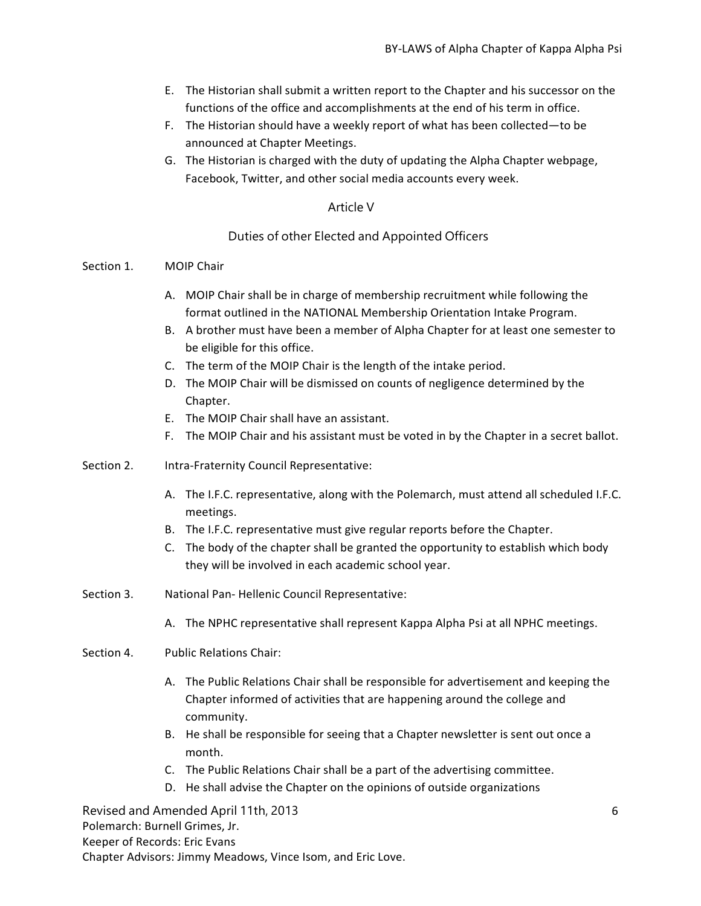E. The Historian shall submit a written report to the Chapter and his successor on the functions of the office and accomplishments at the end of his term in office.
F. The Historian should have a weekly report of what has been collected—to be announced at Chapter Meetings.
G. The Historian is charged with the duty of updating the Alpha Chapter webpage, Facebook, Twitter, and other social media accounts every week.

## Article V

### Duties of other Elected and Appointed Officers

**Section 1.** MOIP Chair

A. MOIP Chair shall be in charge of membership recruitment while following the format outlined in the NATIONAL Membership Orientation Intake Program.
B. A brother must have been a member of Alpha Chapter for at least one semester to be eligible for this office.
C. The term of the MOIP Chair is the length of the intake period.
D. The MOIP Chair will be dismissed on counts of negligence determined by the Chapter.
E. The MOIP Chair shall have an assistant.
F. The MOIP Chair and his assistant must be voted in by the Chapter in a secret ballot.

**Section 2.** Intra-Fraternity Council Representative:

A. The I.F.C. representative, along with the Polemarch, must attend all scheduled I.F.C. meetings.
B. The I.F.C. representative must give regular reports before the Chapter.
C. The body of the chapter shall be granted the opportunity to establish which body they will be involved in each academic school year.

**Section 3.** National Pan- Hellenic Council Representative:

A. The NPHC representative shall represent Kappa Alpha Psi at all NPHC meetings.

**Section 4.** Public Relations Chair:

A. The Public Relations Chair shall be responsible for advertisement and keeping the Chapter informed of activities that are happening around the college and community.
B. He shall be responsible for seeing that a Chapter newsletter is sent out once a month.
C. The Public Relations Chair shall be a part of the advertising committee.
D. He shall advise the Chapter on the opinions of outside organizations

Revised and Amended April 11th, 2013
Polemarch: Burnell Grimes, Jr.
Keeper of Records: Eric Evans
Chapter Advisors: Jimmy Meadows, Vince Isom, and Eric Love.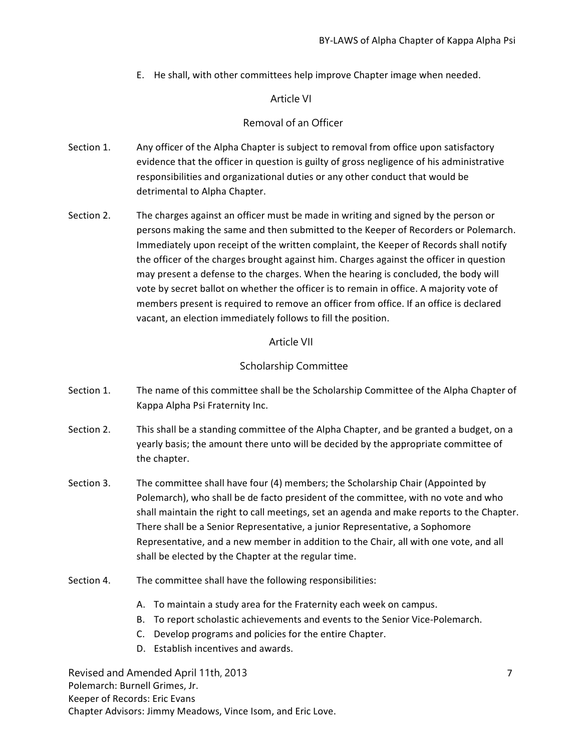E. He shall, with other committees help improve Chapter image when needed.

## Article VI

## Removal of an Officer

Section 1. Any officer of the Alpha Chapter is subject to removal from office upon satisfactory evidence that the officer in question is guilty of gross negligence of his administrative responsibilities and organizational duties or any other conduct that would be detrimental to Alpha Chapter.

Section 2. The charges against an officer must be made in writing and signed by the person or persons making the same and then submitted to the Keeper of Recorders or Polemarch. Immediately upon receipt of the written complaint, the Keeper of Records shall notify the officer of the charges brought against him. Charges against the officer in question may present a defense to the charges. When the hearing is concluded, the body will vote by secret ballot on whether the officer is to remain in office. A majority vote of members present is required to remove an officer from office. If an office is declared vacant, an election immediately follows to fill the position.

## Article VII

## Scholarship Committee

Section 1. The name of this committee shall be the Scholarship Committee of the Alpha Chapter of Kappa Alpha Psi Fraternity Inc.

Section 2. This shall be a standing committee of the Alpha Chapter, and be granted a budget, on a yearly basis; the amount there unto will be decided by the appropriate committee of the chapter.

Section 3. The committee shall have four (4) members; the Scholarship Chair (Appointed by Polemarch), who shall be de facto president of the committee, with no vote and who shall maintain the right to call meetings, set an agenda and make reports to the Chapter. There shall be a Senior Representative, a junior Representative, a Sophomore Representative, and a new member in addition to the Chair, all with one vote, and all shall be elected by the Chapter at the regular time.

Section 4. The committee shall have the following responsibilities:

A. To maintain a study area for the Fraternity each week on campus.
B. To report scholastic achievements and events to the Senior Vice-Polemarch.
C. Develop programs and policies for the entire Chapter.
D. Establish incentives and awards.

Revised and Amended April 11th, 2013
Polemarch: Burnell Grimes, Jr.
Keeper of Records: Eric Evans
Chapter Advisors: Jimmy Meadows, Vince Isom, and Eric Love.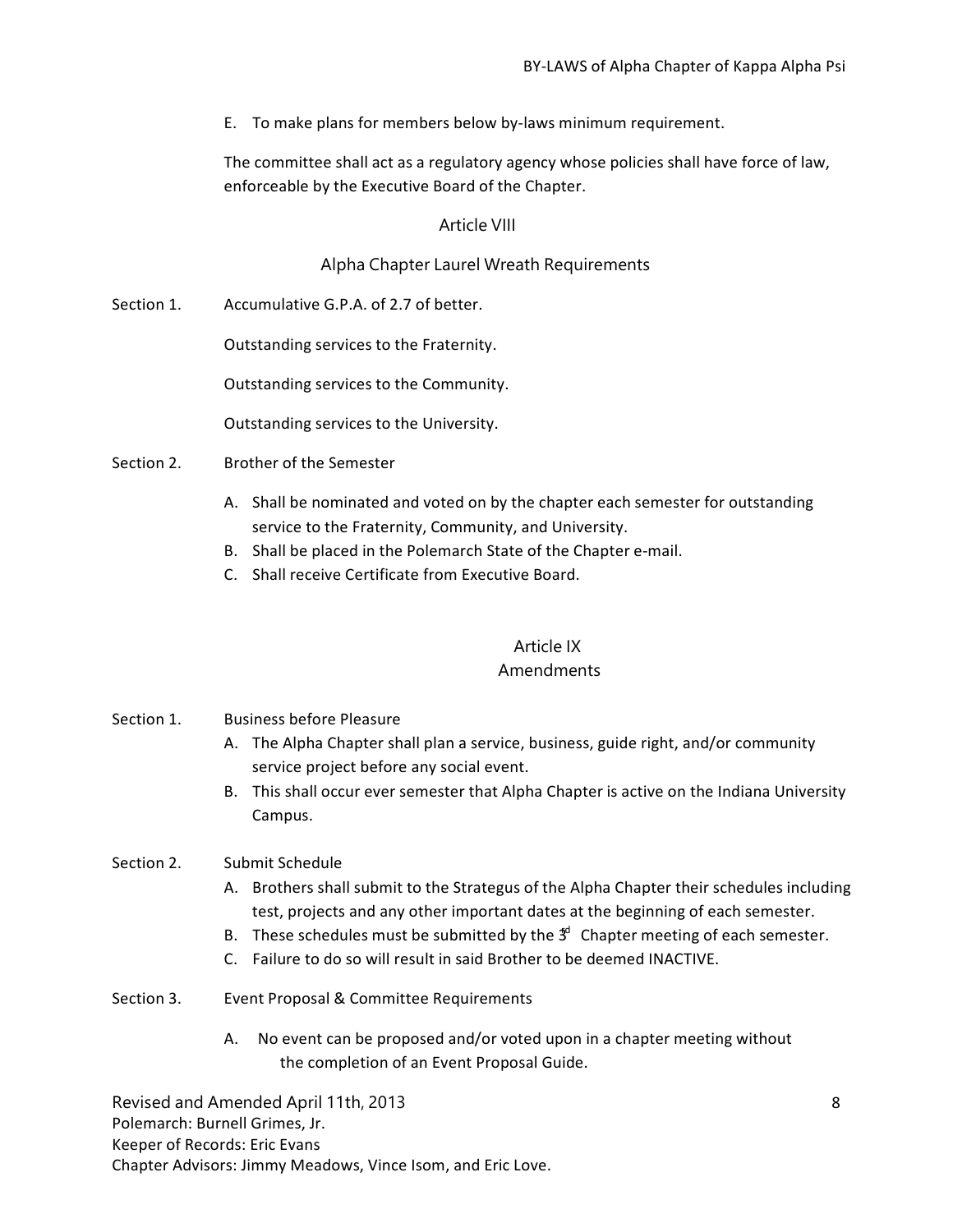E. To make plans for members below by-laws minimum requirement.

The committee shall act as a regulatory agency whose policies shall have force of law, enforceable by the Executive Board of the Chapter.

## Article VIII

## Alpha Chapter Laurel Wreath Requirements

Section 1. Accumulative G.P.A. of 2.7 of better.

Outstanding services to the Fraternity.

Outstanding services to the Community.

Outstanding services to the University.

Section 2. Brother of the Semester

A. Shall be nominated and voted on by the chapter each semester for outstanding service to the Fraternity, Community, and University.
B. Shall be placed in the Polemarch State of the Chapter e-mail.
C. Shall receive Certificate from Executive Board.

## Article IX
## Amendments

Section 1. Business before Pleasure

A. The Alpha Chapter shall plan a service, business, guide right, and/or community service project before any social event.
B. This shall occur ever semester that Alpha Chapter is active on the Indiana University Campus.

Section 2. Submit Schedule

A. Brothers shall submit to the Strategus of the Alpha Chapter their schedules including test, projects and any other important dates at the beginning of each semester.
B. These schedules must be submitted by the 3rd Chapter meeting of each semester.
C. Failure to do so will result in said Brother to be deemed INACTIVE.

Section 3. Event Proposal & Committee Requirements

A. No event can be proposed and/or voted upon in a chapter meeting without the completion of an Event Proposal Guide.

Revised and Amended April 11th, 2013
Polemarch: Burnell Grimes, Jr.
Keeper of Records: Eric Evans
Chapter Advisors: Jimmy Meadows, Vince Isom, and Eric Love.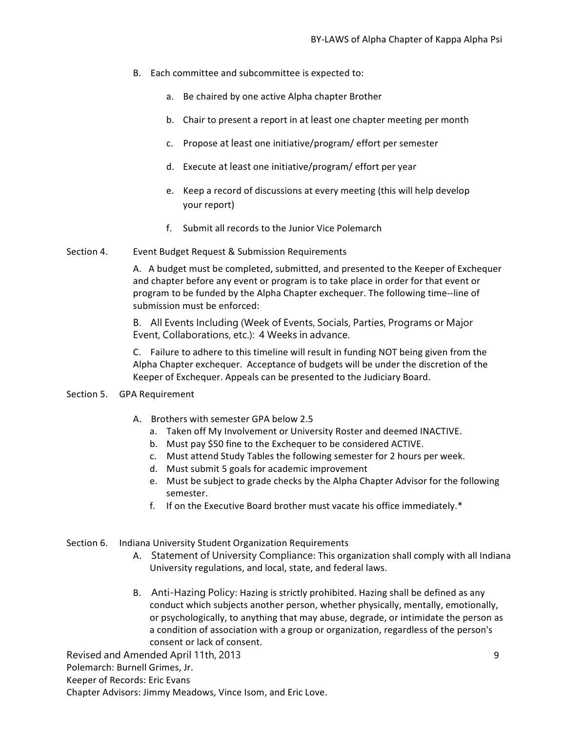B. Each committee and subcommittee is expected to:

a. Be chaired by one active Alpha chapter Brother

b. Chair to present a report in at least one chapter meeting per month

c. Propose at least one initiative/program/ effort per semester

d. Execute at least one initiative/program/ effort per year

e. Keep a record of discussions at every meeting (this will help develop your report)

f. Submit all records to the Junior Vice Polemarch

Section 4. Event Budget Request & Submission Requirements

A. A budget must be completed, submitted, and presented to the Keeper of Exchequer and chapter before any event or program is to take place in order for that event or program to be funded by the Alpha Chapter exchequer. The following time--line of submission must be enforced:

B. All Events Including (Week of Events, Socials, Parties, Programs or Major Event, Collaborations, etc.): 4 Weeks in advance.

C. Failure to adhere to this timeline will result in funding NOT being given from the Alpha Chapter exchequer. Acceptance of budgets will be under the discretion of the Keeper of Exchequer. Appeals can be presented to the Judiciary Board.

Section 5. GPA Requirement

A. Brothers with semester GPA below 2.5
   a. Taken off My Involvement or University Roster and deemed INACTIVE.
   b. Must pay $50 fine to the Exchequer to be considered ACTIVE.
   c. Must attend Study Tables the following semester for 2 hours per week.
   d. Must submit 5 goals for academic improvement
   e. Must be subject to grade checks by the Alpha Chapter Advisor for the following semester.
   f. If on the Executive Board brother must vacate his office immediately.*

Section 6. Indiana University Student Organization Requirements

A. Statement of University Compliance: This organization shall comply with all Indiana University regulations, and local, state, and federal laws.

B. Anti-Hazing Policy: Hazing is strictly prohibited. Hazing shall be defined as any conduct which subjects another person, whether physically, mentally, emotionally, or psychologically, to anything that may abuse, degrade, or intimidate the person as a condition of association with a group or organization, regardless of the person's consent or lack of consent.

Revised and Amended April 11th, 2013
Polemarch: Burnell Grimes, Jr.
Keeper of Records: Eric Evans
Chapter Advisors: Jimmy Meadows, Vince Isom, and Eric Love.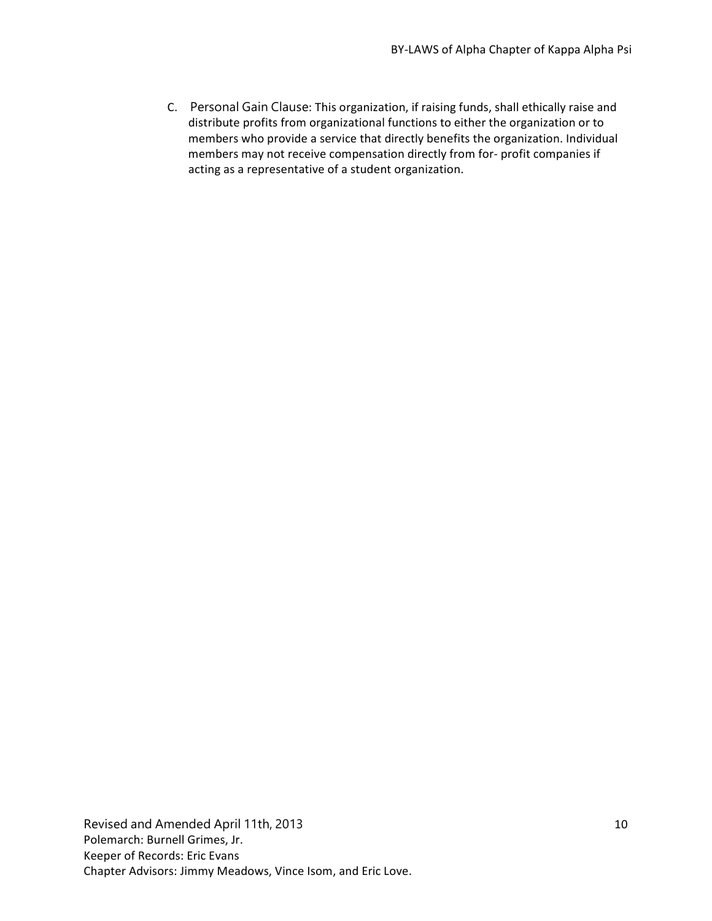C. Personal Gain Clause: This organization, if raising funds, shall ethically raise and distribute profits from organizational functions to either the organization or to members who provide a service that directly benefits the organization. Individual members may not receive compensation directly from for- profit companies if acting as a representative of a student organization.